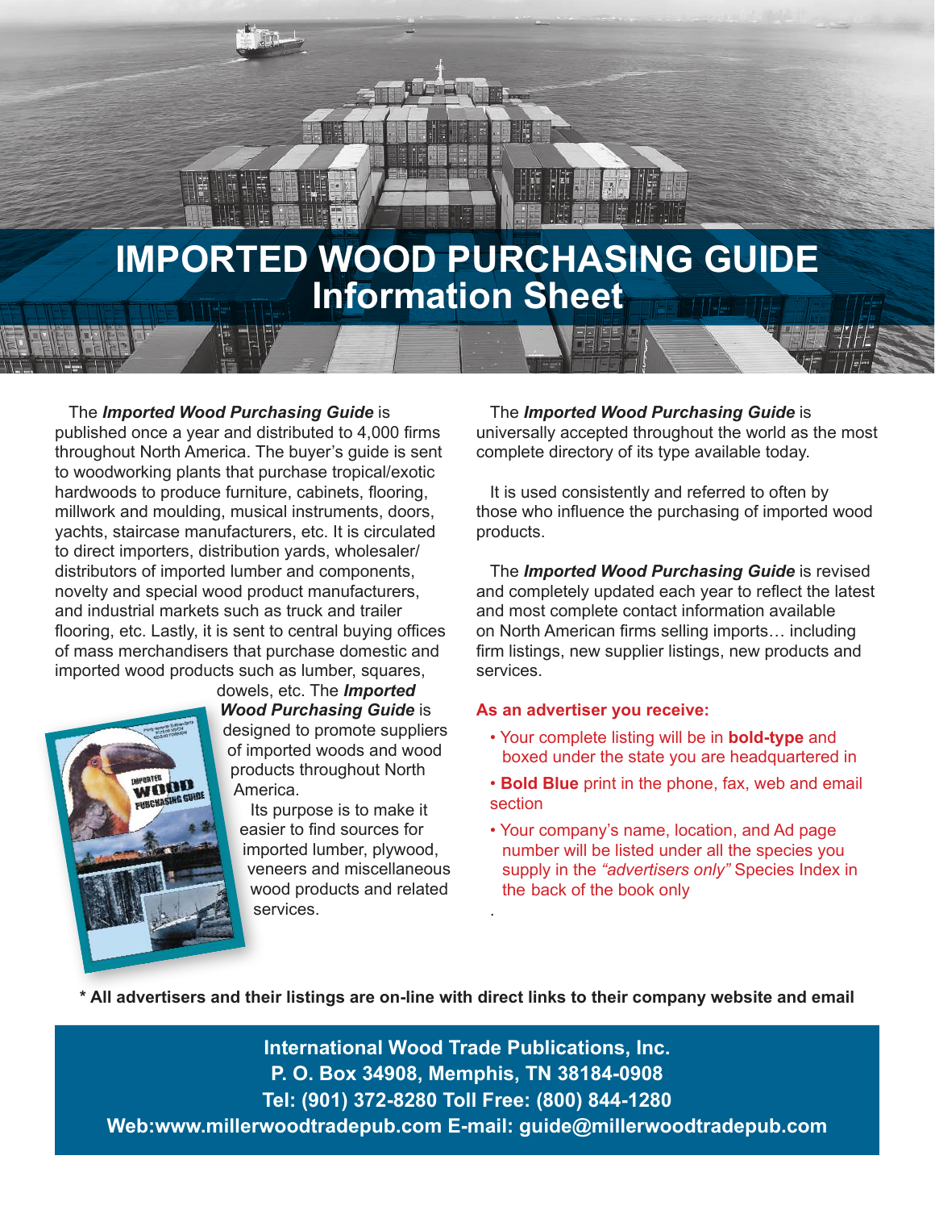# IMPORTED WOOD PURCHASING GUIDE
## Information Sheet

The ***Imported Wood Purchasing Guide*** is published once a year and distributed to 4,000 firms throughout North America. The buyer's guide is sent to woodworking plants that purchase tropical/exotic hardwoods to produce furniture, cabinets, flooring, millwork and moulding, musical instruments, doors, yachts, staircase manufacturers, etc. It is circulated to direct importers, distribution yards, wholesaler/distributors of imported lumber and components, novelty and special wood product manufacturers, and industrial markets such as truck and trailer flooring, etc. Lastly, it is sent to central buying offices of mass merchandisers that purchase domestic and imported wood products such as lumber, squares, dowels, etc. The ***Imported Wood Purchasing Guide*** is designed to promote suppliers of imported woods and wood products throughout North America.

Its purpose is to make it easier to find sources for imported lumber, plywood, veneers and miscellaneous wood products and related services.

The ***Imported Wood Purchasing Guide*** is universally accepted throughout the world as the most complete directory of its type available today.

It is used consistently and referred to often by those who influence the purchasing of imported wood products.

The ***Imported Wood Purchasing Guide*** is revised and completely updated each year to reflect the latest and most complete contact information available on North American firms selling imports… including firm listings, new supplier listings, new products and services.

**As an advertiser you receive:**

- Your complete listing will be in **bold-type** and boxed under the state you are headquartered in
- **Bold Blue** print in the phone, fax, web and email section
- Your company's name, location, and Ad page number will be listed under all the species you supply in the *"advertisers only"* Species Index in the back of the book only

**\* All advertisers and their listings are on-line with direct links to their company website and email**

**International Wood Trade Publications, Inc.**
**P. O. Box 34908, Memphis, TN 38184-0908**
**Tel: (901) 372-8280 Toll Free: (800) 844-1280**
**Web:www.millerwoodtradepub.com E-mail: guide@millerwoodtradepub.com**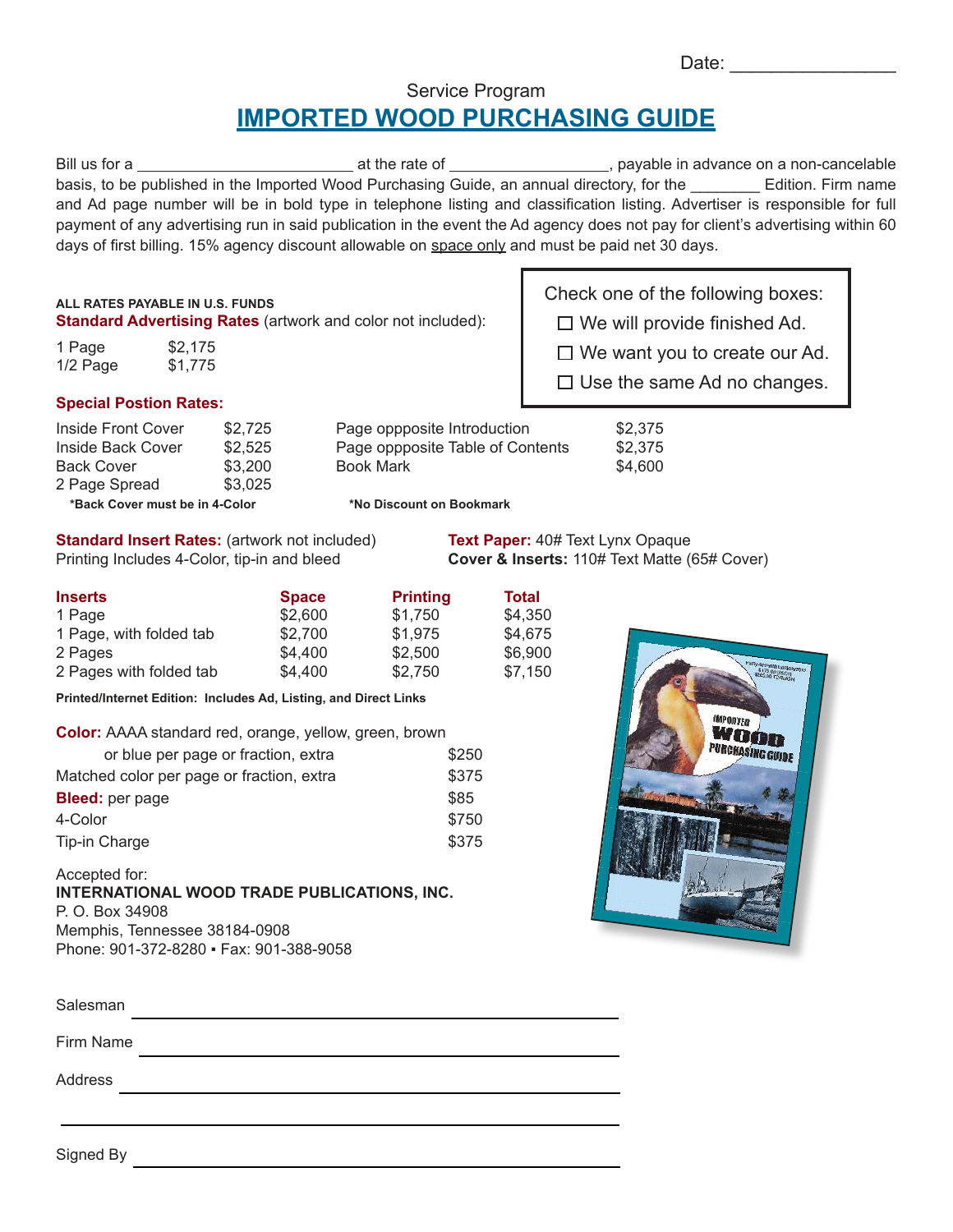Date: ________________

Service Program

# IMPORTED WOOD PURCHASING GUIDE

Bill us for a ________________________ at the rate of ________________, payable in advance on a non-cancelable basis, to be published in the Imported Wood Purchasing Guide, an annual directory, for the ________ Edition. Firm name and Ad page number will be in bold type in telephone listing and classification listing. Advertiser is responsible for full payment of any advertising run in said publication in the event the Ad agency does not pay for client's advertising within 60 days of first billing. 15% agency discount allowable on space only and must be paid net 30 days.

Check one of the following boxes:

- ☐ We will provide finished Ad.
- ☐ We want you to create our Ad.
- ☐ Use the same Ad no changes.

**ALL RATES PAYABLE IN U.S. FUNDS**

**Standard Advertising Rates** (artwork and color not included):

| | |
|---|---|
| 1 Page | $2,175 |
| 1/2 Page | $1,775 |

**Special Postion Rates:**

| | | | |
|---|---|---|---|
| Inside Front Cover | $2,725 | Page oppposite Introduction | $2,375 |
| Inside Back Cover | $2,525 | Page oppposite Table of Contents | $2,375 |
| Back Cover | $3,200 | Book Mark | $4,600 |
| 2 Page Spread | $3,025 | | |

**\*Back Cover must be in 4-Color** **\*No Discount on Bookmark**

**Standard Insert Rates:** (artwork not included)
Printing Includes 4-Color, tip-in and bleed

**Text Paper:** 40# Text Lynx Opaque
**Cover & Inserts:** 110# Text Matte (65# Cover)

| Inserts | Space | Printing | Total |
|---|---|---|---|
| 1 Page | $2,600 | $1,750 | $4,350 |
| 1 Page, with folded tab | $2,700 | $1,975 | $4,675 |
| 2 Pages | $4,400 | $2,500 | $6,900 |
| 2 Pages with folded tab | $4,400 | $2,750 | $7,150 |

**Printed/Internet Edition: Includes Ad, Listing, and Direct Links**

| | |
|---|---|
| **Color:** AAAA standard red, orange, yellow, green, brown or blue per page or fraction, extra | $250 |
| Matched color per page or fraction, extra | $375 |
| **Bleed:** per page | $85 |
| 4-Color | $750 |
| Tip-in Charge | $375 |

Accepted for:
**INTERNATIONAL WOOD TRADE PUBLICATIONS, INC.**
P. O. Box 34908
Memphis, Tennessee 38184-0908
Phone: 901-372-8280 ▪ Fax: 901-388-9058

Salesman ________________________________

Firm Name ________________________________

Address ________________________________

________________________________

Signed By ________________________________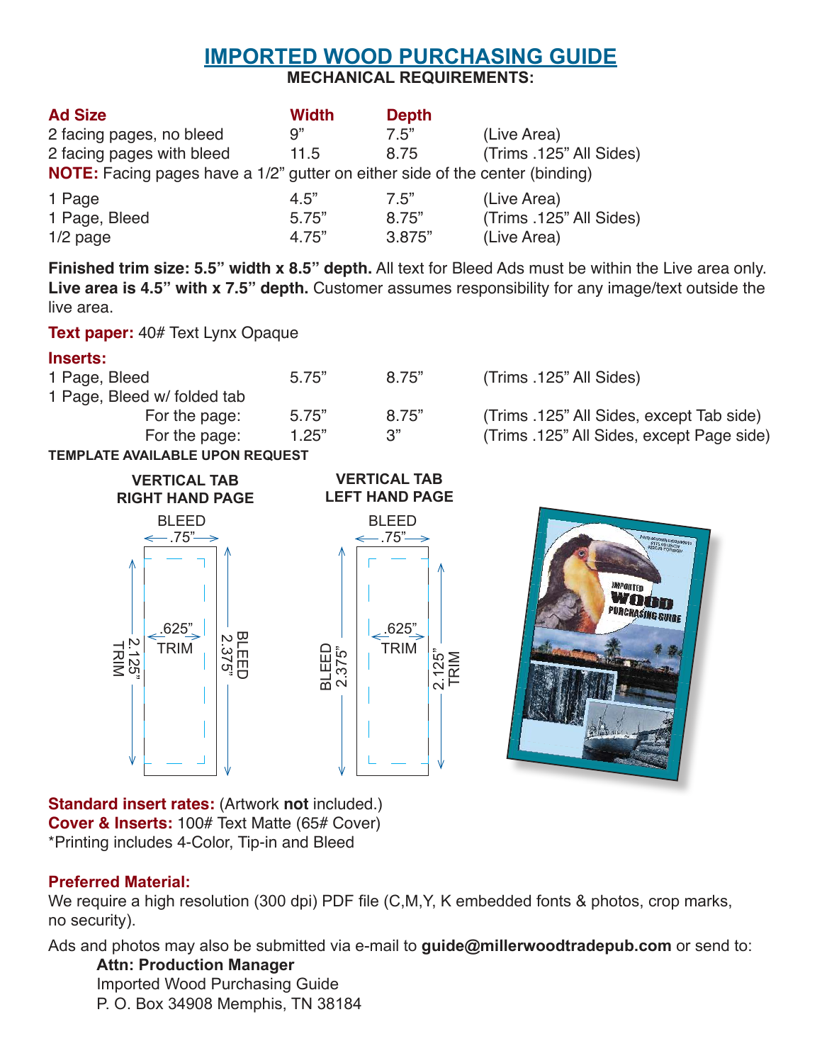# IMPORTED WOOD PURCHASING GUIDE

**MECHANICAL REQUIREMENTS:**

| Ad Size | Width | Depth | |
|---|---|---|---|
| 2 facing pages, no bleed | 9" | 7.5" | (Live Area) |
| 2 facing pages with bleed | 11.5 | 8.75 | (Trims .125" All Sides) |

**NOTE:** Facing pages have a 1/2" gutter on either side of the center (binding)

| | | | |
|---|---|---|---|
| 1 Page | 4.5" | 7.5" | (Live Area) |
| 1 Page, Bleed | 5.75" | 8.75" | (Trims .125" All Sides) |
| 1/2 page | 4.75" | 3.875" | (Live Area) |

**Finished trim size: 5.5" width x 8.5" depth.** All text for Bleed Ads must be within the Live area only. **Live area is 4.5" with x 7.5" depth.** Customer assumes responsibility for any image/text outside the live area.

**Text paper:** 40# Text Lynx Opaque

**Inserts:**

| | | | |
|---|---|---|---|
| 1 Page, Bleed | 5.75" | 8.75" | (Trims .125" All Sides) |
| 1 Page, Bleed w/ folded tab | | | |
| For the page: | 5.75" | 8.75" | (Trims .125" All Sides, except Tab side) |
| For the page: | 1.25" | 3" | (Trims .125" All Sides, except Page side) |

**TEMPLATE AVAILABLE UPON REQUEST**

**VERTICAL TAB RIGHT HAND PAGE**

BLEED .75"
.625" TRIM
TRIM 2.125"
BLEED 2.375"

**VERTICAL TAB LEFT HAND PAGE**

BLEED .75"
.625" TRIM
BLEED 2.375"
2.125" TRIM

**Standard insert rates:** (Artwork **not** included.)
**Cover & Inserts:** 100# Text Matte (65# Cover)
*Printing includes 4-Color, Tip-in and Bleed

**Preferred Material:**

We require a high resolution (300 dpi) PDF file (C,M,Y, K embedded fonts & photos, crop marks, no security).

Ads and photos may also be submitted via e-mail to **guide@millerwoodtradepub.com** or send to:

**Attn: Production Manager**
Imported Wood Purchasing Guide
P. O. Box 34908 Memphis, TN 38184